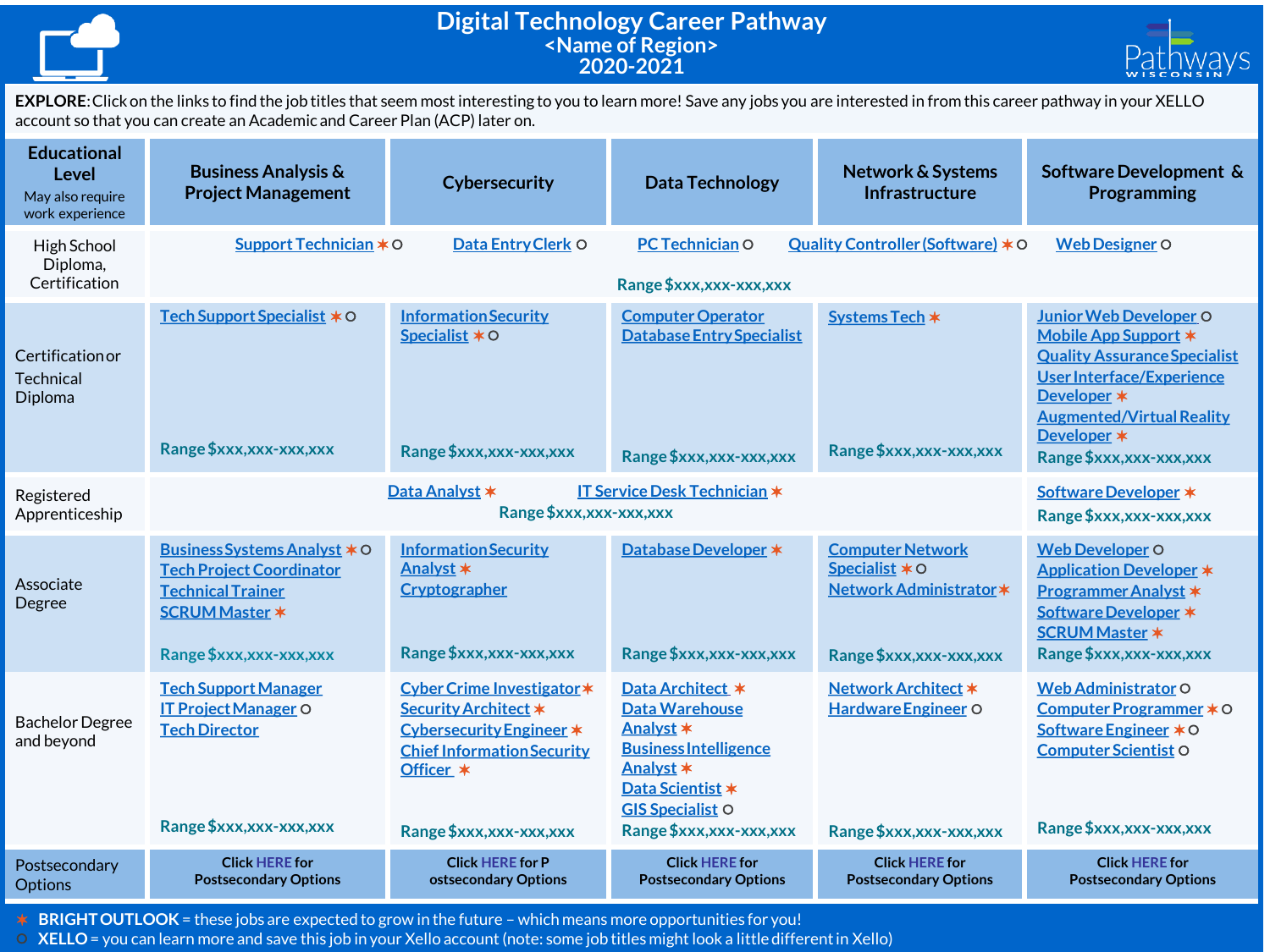# Digital Technology Career Pathway
## <Name of Region>
## 2020-2021

**EXPLORE**: Click on the links to find the job titles that seem most interesting to you to learn more! Save any jobs you are interested in from this career pathway in your XELLO account so that you can create an Academic and Career Plan (ACP) later on.

| Educational Level (May also require work experience) | Business Analysis & Project Management | Cybersecurity | Data Technology | Network & Systems Infrastructure | Software Development & Programming |
|---|---|---|---|---|---|
| High School Diploma, Certification | Support Technician ✶ ○ | Data Entry Clerk ○ | PC Technician ○ | Quality Controller (Software) ✶ ○ | Web Designer ○ |
| | Range $xxx,xxx-xxx,xxx | | | | |
| Certification or Technical Diploma | Tech Support Specialist ✶ ○<br>Range $xxx,xxx-xxx,xxx | Information Security Specialist ✶ ○<br>Range $xxx,xxx-xxx,xxx | Computer Operator<br>Database Entry Specialist<br>Range $xxx,xxx-xxx,xxx | Systems Tech ✶<br>Range $xxx,xxx-xxx,xxx | Junior Web Developer ○<br>Mobile App Support ✶<br>Quality Assurance Specialist<br>User Interface/Experience Developer ✶<br>Augmented/Virtual Reality Developer ✶<br>Range $xxx,xxx-xxx,xxx |
| Registered Apprenticeship | Data Analyst ✶ IT Service Desk Technician ✶<br>Range $xxx,xxx-xxx,xxx | | | | Software Developer ✶<br>Range $xxx,xxx-xxx,xxx |
| Associate Degree | Business Systems Analyst ✶ ○<br>Tech Project Coordinator<br>Technical Trainer<br>SCRUM Master ✶<br>Range $xxx,xxx-xxx,xxx | Information Security Analyst ✶<br>Cryptographer<br>Range $xxx,xxx-xxx,xxx | Database Developer ✶<br>Range $xxx,xxx-xxx,xxx | Computer Network Specialist ✶ ○<br>Network Administrator ✶<br>Range $xxx,xxx-xxx,xxx | Web Developer ○<br>Application Developer ✶<br>Programmer Analyst ✶<br>Software Developer ✶<br>SCRUM Master ✶<br>Range $xxx,xxx-xxx,xxx |
| Bachelor Degree and beyond | Tech Support Manager<br>IT Project Manager ○<br>Tech Director<br>Range $xxx,xxx-xxx,xxx | Cyber Crime Investigator ✶<br>Security Architect ✶<br>Cybersecurity Engineer ✶<br>Chief Information Security Officer ✶<br>Range $xxx,xxx-xxx,xxx | Data Architect ✶<br>Data Warehouse Analyst ✶<br>Business Intelligence Analyst ✶<br>Data Scientist ✶<br>GIS Specialist ○<br>Range $xxx,xxx-xxx,xxx | Network Architect ✶<br>Hardware Engineer ○<br>Range $xxx,xxx-xxx,xxx | Web Administrator ○<br>Computer Programmer ✶ ○<br>Software Engineer ✶ ○<br>Computer Scientist ○<br>Range $xxx,xxx-xxx,xxx |
| Postsecondary Options | Click HERE for Postsecondary Options | Click HERE for P ostsecondary Options | Click HERE for Postsecondary Options | Click HERE for Postsecondary Options | Click HERE for Postsecondary Options |

✶ **BRIGHT OUTLOOK** = these jobs are expected to grow in the future – which means more opportunities for you!

○ **XELLO** = you can learn more and save this job in your Xello account (note: some job titles might look a little different in Xello)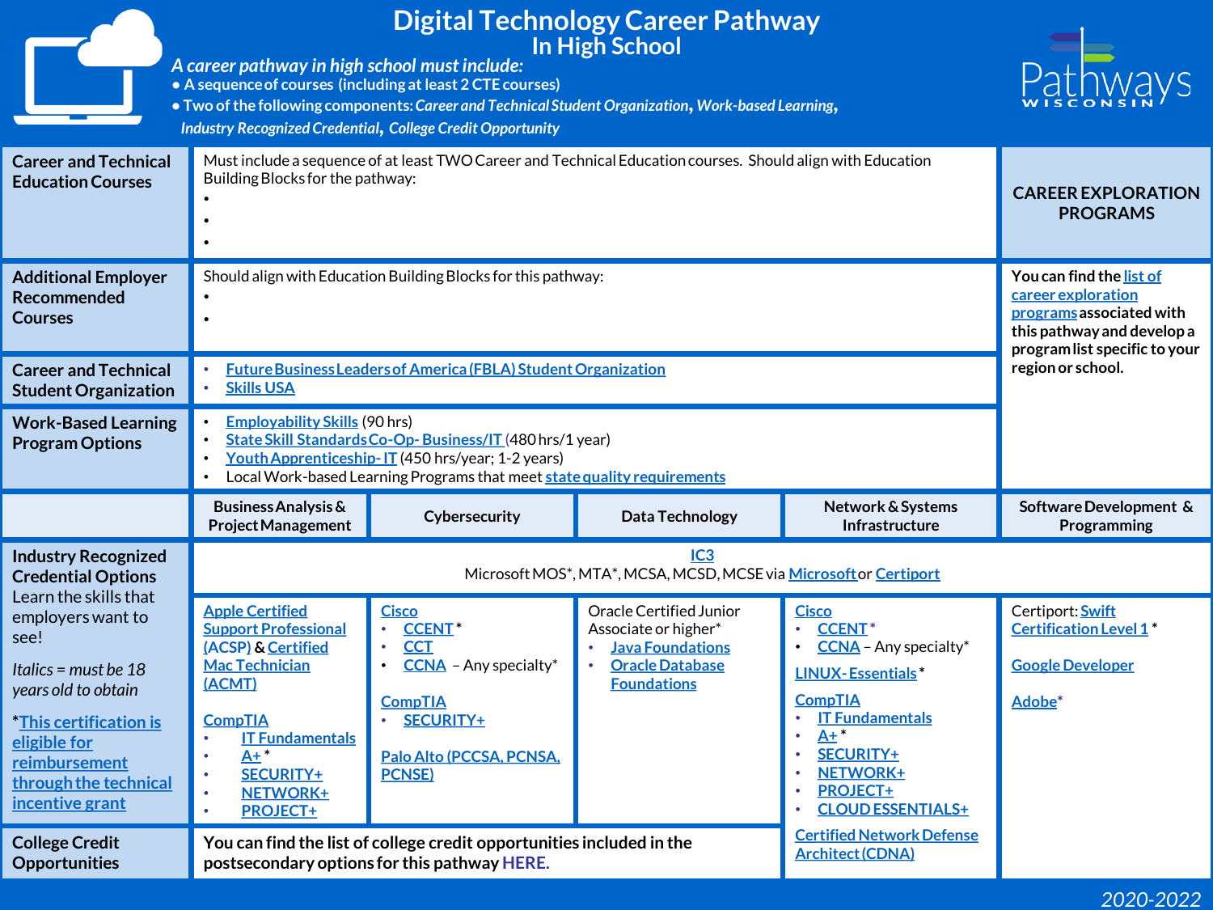# Digital Technology Career Pathway
## In High School

***A career pathway in high school must include:***

- A sequence of courses (including at least 2 CTE courses)
- Two of the following components: *Career and Technical Student Organization*, *Work-based Learning*, *Industry Recognized Credential*, *College Credit Opportunity*

Pathways WISCONSIN

| | | | | | |
|---|---|---|---|---|---|
| **Career and Technical Education Courses** | Must include a sequence of at least TWO Career and Technical Education courses. Should align with Education Building Blocks for the pathway:<br>•<br>•<br>• | | | | **CAREER EXPLORATION PROGRAMS** |
| **Additional Employer Recommended Courses** | Should align with Education Building Blocks for this pathway:<br>•<br>• | | | | **You can find the list of career exploration programs associated with this pathway and develop a program list specific to your region or school.** |
| **Career and Technical Student Organization** | • Future Business Leaders of America (FBLA) Student Organization<br>• Skills USA | | | | |
| **Work-Based Learning Program Options** | • Employability Skills (90 hrs)<br>• State Skill Standards Co-Op- Business/IT (480 hrs/1 year)<br>• Youth Apprenticeship- IT (450 hrs/year; 1-2 years)<br>• Local Work-based Learning Programs that meet state quality requirements | | | | |
| | **Business Analysis & Project Management** | **Cybersecurity** | **Data Technology** | **Network & Systems Infrastructure** | **Software Development & Programming** |
| **Industry Recognized Credential Options**<br>Learn the skills that employers want to see!<br><br>*Italics = must be 18 years old to obtain*<br><br>*This certification is eligible for reimbursement through the technical incentive grant | IC3<br>Microsoft MOS*, MTA*, MCSA, MCSD, MCSE via Microsoft or Certiport | | | | |
| | Apple Certified Support Professional (ACSP) & Certified Mac Technician (ACMT)<br><br>CompTIA<br>• IT Fundamentals<br>• A+ *<br>• SECURITY+<br>• NETWORK+<br>• PROJECT+ | Cisco<br>• CCENT *<br>• CCT<br>• CCNA – Any specialty*<br><br>CompTIA<br>• SECURITY+<br><br>Palo Alto (PCCSA, PCNSA, PCNSE) | Oracle Certified Junior Associate or higher*<br>• Java Foundations<br>• Oracle Database Foundations | Cisco<br>• CCENT *<br>• CCNA – Any specialty*<br><br>LINUX- Essentials *<br><br>CompTIA<br>• IT Fundamentals<br>• A+ *<br>• SECURITY+<br>• NETWORK+<br>• PROJECT+<br>• CLOUD ESSENTIALS+<br><br>Certified Network Defense Architect (CDNA) | Certiport: Swift Certification Level 1 *<br><br>Google Developer<br><br>Adobe* |
| **College Credit Opportunities** | **You can find the list of college credit opportunities included in the postsecondary options for this pathway HERE.** | | | | |

*2020-2022*